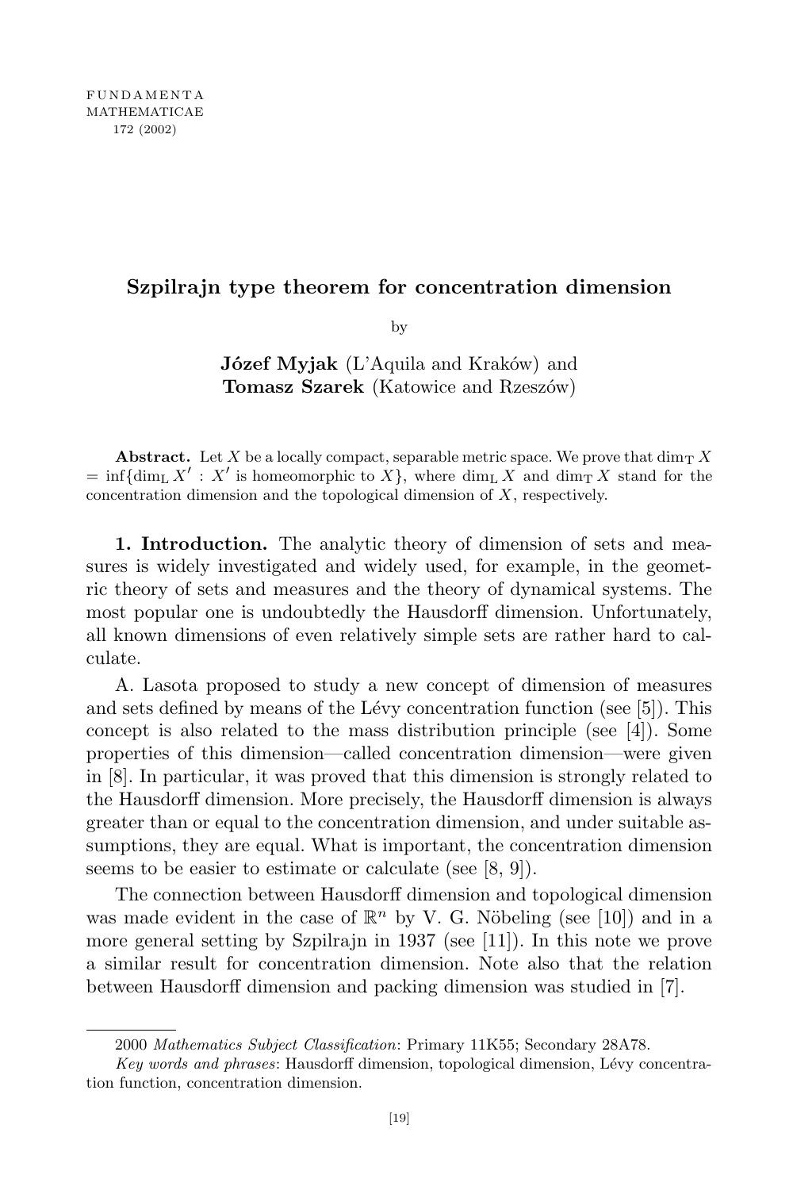FUNDAMENTA
MATHEMATICAE
172 (2002)

# Szpilrajn type theorem for concentration dimension

by

**Józef Myjak** (L'Aquila and Kraków) and
**Tomasz Szarek** (Katowice and Rzeszów)

**Abstract.** Let $X$ be a locally compact, separable metric space. We prove that $\dim_{\mathrm{T}} X = \inf\{\dim_{\mathrm{L}} X' : X' \text{ is homeomorphic to } X\}$, where $\dim_{\mathrm{L}} X$ and $\dim_{\mathrm{T}} X$ stand for the concentration dimension and the topological dimension of $X$, respectively.

**1. Introduction.** The analytic theory of dimension of sets and measures is widely investigated and widely used, for example, in the geometric theory of sets and measures and the theory of dynamical systems. The most popular one is undoubtedly the Hausdorff dimension. Unfortunately, all known dimensions of even relatively simple sets are rather hard to calculate.

A. Lasota proposed to study a new concept of dimension of measures and sets defined by means of the Lévy concentration function (see [5]). This concept is also related to the mass distribution principle (see [4]). Some properties of this dimension—called concentration dimension—were given in [8]. In particular, it was proved that this dimension is strongly related to the Hausdorff dimension. More precisely, the Hausdorff dimension is always greater than or equal to the concentration dimension, and under suitable assumptions, they are equal. What is important, the concentration dimension seems to be easier to estimate or calculate (see [8, 9]).

The connection between Hausdorff dimension and topological dimension was made evident in the case of $\mathbb{R}^n$ by V. G. Nöbeling (see [10]) and in a more general setting by Szpilrajn in 1937 (see [11]). In this note we prove a similar result for concentration dimension. Note also that the relation between Hausdorff dimension and packing dimension was studied in [7].

2000 *Mathematics Subject Classification*: Primary 11K55; Secondary 28A78.

*Key words and phrases*: Hausdorff dimension, topological dimension, Lévy concentration function, concentration dimension.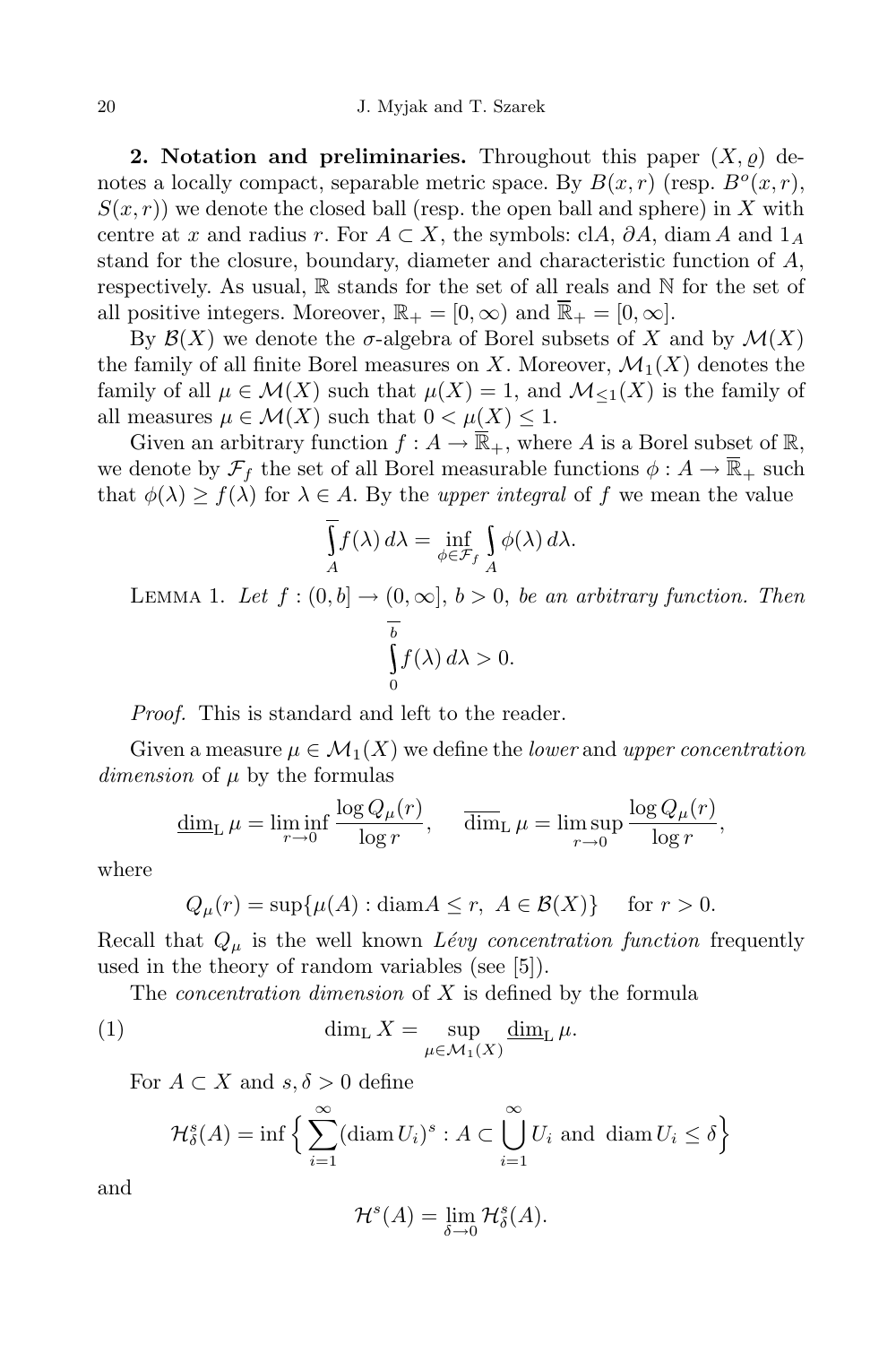**2. Notation and preliminaries.** Throughout this paper $(X, \varrho)$ denotes a locally compact, separable metric space. By $B(x, r)$ (resp. $B^o(x, r)$, $S(x, r)$) we denote the closed ball (resp. the open ball and sphere) in $X$ with centre at $x$ and radius $r$. For $A \subset X$, the symbols: cl$A$, $\partial A$, $\operatorname{diam} A$ and $1_A$ stand for the closure, boundary, diameter and characteristic function of $A$, respectively. As usual, $\mathbb{R}$ stands for the set of all reals and $\mathbb{N}$ for the set of all positive integers. Moreover, $\mathbb{R}_+ = [0, \infty)$ and $\overline{\mathbb{R}}_+ = [0, \infty]$.

By $\mathcal{B}(X)$ we denote the $\sigma$-algebra of Borel subsets of $X$ and by $\mathcal{M}(X)$ the family of all finite Borel measures on $X$. Moreover, $\mathcal{M}_1(X)$ denotes the family of all $\mu \in \mathcal{M}(X)$ such that $\mu(X) = 1$, and $\mathcal{M}_{\leq 1}(X)$ is the family of all measures $\mu \in \mathcal{M}(X)$ such that $0 < \mu(X) \leq 1$.

Given an arbitrary function $f : A \to \overline{\mathbb{R}}_+$, where $A$ is a Borel subset of $\mathbb{R}$, we denote by $\mathcal{F}_f$ the set of all Borel measurable functions $\phi : A \to \overline{\mathbb{R}}_+$ such that $\phi(\lambda) \geq f(\lambda)$ for $\lambda \in A$. By the *upper integral* of $f$ we mean the value

$$\overline{\int_A} f(\lambda)\, d\lambda = \inf_{\phi \in \mathcal{F}_f} \int_A \phi(\lambda)\, d\lambda.$$

Lemma 1. *Let $f : (0, b] \to (0, \infty]$, $b > 0$, be an arbitrary function. Then*

$$\overline{\int_0^b} f(\lambda)\, d\lambda > 0.$$

*Proof.* This is standard and left to the reader.

Given a measure $\mu \in \mathcal{M}_1(X)$ we define the *lower* and *upper concentration dimension* of $\mu$ by the formulas

$$\underline{\dim}_{\mathrm{L}}\, \mu = \liminf_{r \to 0} \frac{\log Q_\mu(r)}{\log r}, \qquad \overline{\dim}_{\mathrm{L}}\, \mu = \limsup_{r \to 0} \frac{\log Q_\mu(r)}{\log r},$$

where

$$Q_\mu(r) = \sup\{\mu(A) : \operatorname{diam} A \leq r,\ A \in \mathcal{B}(X)\} \quad \text{ for } r > 0.$$

Recall that $Q_\mu$ is the well known *Lévy concentration function* frequently used in the theory of random variables (see [5]).

The *concentration dimension* of $X$ is defined by the formula

$$\dim_{\mathrm{L}} X = \sup_{\mu \in \mathcal{M}_1(X)} \underline{\dim}_{\mathrm{L}}\, \mu. \tag{1}$$

For $A \subset X$ and $s, \delta > 0$ define

$$\mathcal{H}^s_\delta(A) = \inf\Big\{ \sum_{i=1}^{\infty} (\operatorname{diam} U_i)^s : A \subset \bigcup_{i=1}^{\infty} U_i \text{ and } \operatorname{diam} U_i \leq \delta \Big\}$$

and

$$\mathcal{H}^s(A) = \lim_{\delta \to 0} \mathcal{H}^s_\delta(A).$$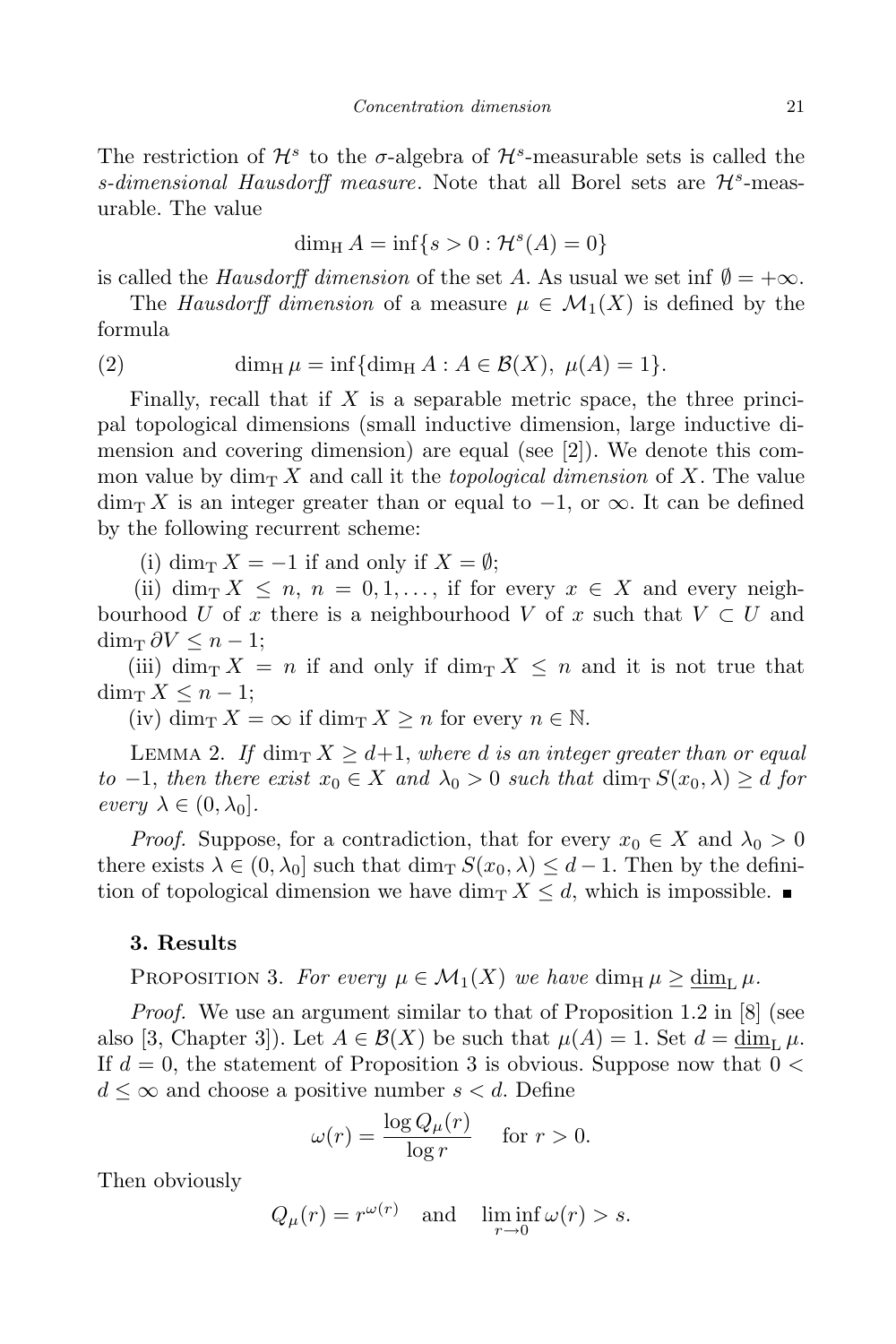The restriction of $\mathcal{H}^s$ to the $\sigma$-algebra of $\mathcal{H}^s$-measurable sets is called the *s-dimensional Hausdorff measure*. Note that all Borel sets are $\mathcal{H}^s$-measurable. The value

$$\dim_{\mathrm{H}} A = \inf\{s > 0 : \mathcal{H}^s(A) = 0\}$$

is called the *Hausdorff dimension* of the set $A$. As usual we set $\inf \emptyset = +\infty$.

The *Hausdorff dimension* of a measure $\mu \in \mathcal{M}_1(X)$ is defined by the formula

$$\dim_{\mathrm{H}} \mu = \inf\{\dim_{\mathrm{H}} A : A \in \mathcal{B}(X),\ \mu(A) = 1\}. \tag{2}$$

Finally, recall that if $X$ is a separable metric space, the three principal topological dimensions (small inductive dimension, large inductive dimension and covering dimension) are equal (see [2]). We denote this common value by $\dim_{\mathrm{T}} X$ and call it the *topological dimension* of $X$. The value $\dim_{\mathrm{T}} X$ is an integer greater than or equal to $-1$, or $\infty$. It can be defined by the following recurrent scheme:

(i) $\dim_{\mathrm{T}} X = -1$ if and only if $X = \emptyset$;

(ii) $\dim_{\mathrm{T}} X \le n$, $n = 0, 1, \ldots$, if for every $x \in X$ and every neighbourhood $U$ of $x$ there is a neighbourhood $V$ of $x$ such that $V \subset U$ and $\dim_{\mathrm{T}} \partial V \le n - 1$;

(iii) $\dim_{\mathrm{T}} X = n$ if and only if $\dim_{\mathrm{T}} X \le n$ and it is not true that $\dim_{\mathrm{T}} X \le n - 1$;

(iv) $\dim_{\mathrm{T}} X = \infty$ if $\dim_{\mathrm{T}} X \ge n$ for every $n \in \mathbb{N}$.

Lemma 2. *If $\dim_{\mathrm{T}} X \ge d+1$, where $d$ is an integer greater than or equal to $-1$, then there exist $x_0 \in X$ and $\lambda_0 > 0$ such that $\dim_{\mathrm{T}} S(x_0, \lambda) \ge d$ for every $\lambda \in (0, \lambda_0]$.*

*Proof.* Suppose, for a contradiction, that for every $x_0 \in X$ and $\lambda_0 > 0$ there exists $\lambda \in (0, \lambda_0]$ such that $\dim_{\mathrm{T}} S(x_0, \lambda) \le d - 1$. Then by the definition of topological dimension we have $\dim_{\mathrm{T}} X \le d$, which is impossible. ∎

## 3. Results

Proposition 3. *For every $\mu \in \mathcal{M}_1(X)$ we have $\dim_{\mathrm{H}} \mu \ge \underline{\dim}_{\mathrm{L}}\, \mu$.*

*Proof.* We use an argument similar to that of Proposition 1.2 in [8] (see also [3, Chapter 3]). Let $A \in \mathcal{B}(X)$ be such that $\mu(A) = 1$. Set $d = \underline{\dim}_{\mathrm{L}}\, \mu$. If $d = 0$, the statement of Proposition 3 is obvious. Suppose now that $0 < d \le \infty$ and choose a positive number $s < d$. Define

$$\omega(r) = \frac{\log Q_\mu(r)}{\log r} \quad \text{for } r > 0.$$

Then obviously

$$Q_\mu(r) = r^{\omega(r)} \quad \text{and} \quad \liminf_{r \to 0} \omega(r) > s.$$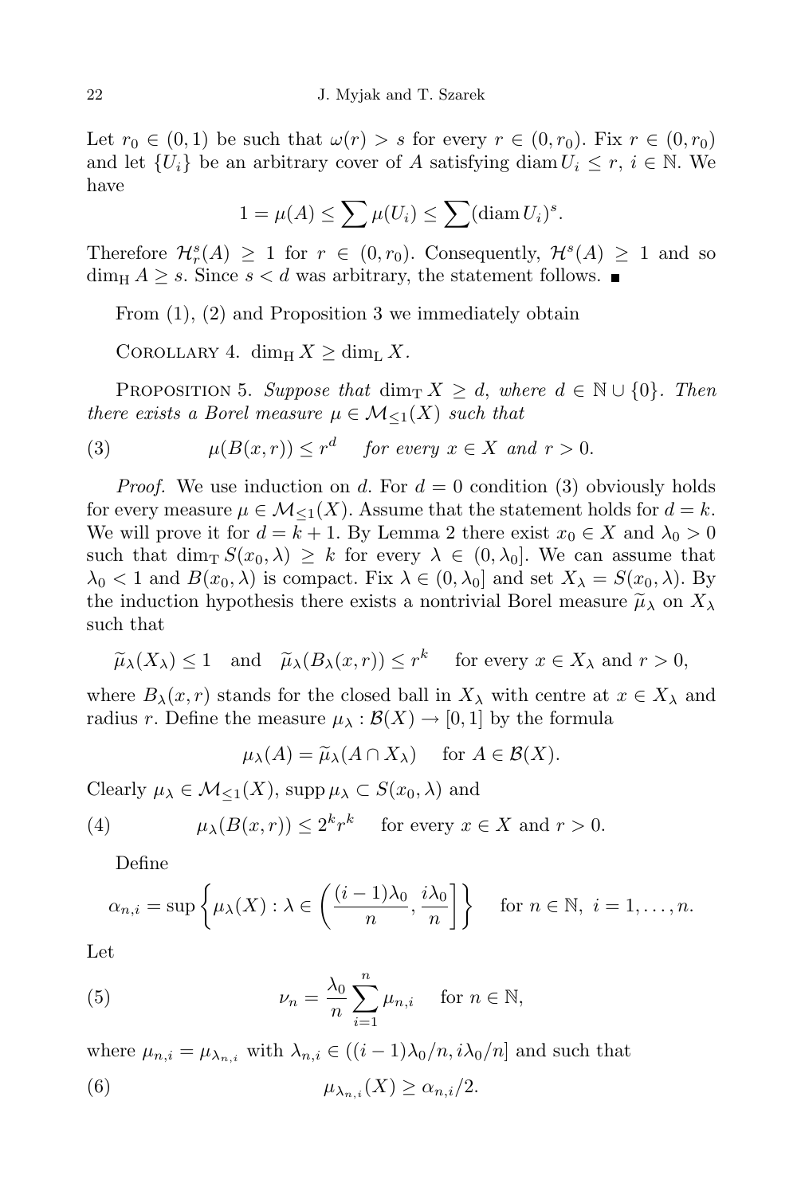Let $r_0 \in (0,1)$ be such that $\omega(r) > s$ for every $r \in (0, r_0)$. Fix $r \in (0, r_0)$ and let $\{U_i\}$ be an arbitrary cover of $A$ satisfying $\operatorname{diam} U_i \le r$, $i \in \mathbb{N}$. We have

$$1 = \mu(A) \le \sum \mu(U_i) \le \sum (\operatorname{diam} U_i)^s.$$

Therefore $\mathcal{H}^s_r(A) \ge 1$ for $r \in (0, r_0)$. Consequently, $\mathcal{H}^s(A) \ge 1$ and so $\dim_{\mathrm{H}} A \ge s$. Since $s < d$ was arbitrary, the statement follows. ∎

From (1), (2) and Proposition 3 we immediately obtain

Corollary 4. $\dim_{\mathrm{H}} X \ge \dim_{\mathrm{L}} X$.

Proposition 5. *Suppose that* $\dim_{\mathrm{T}} X \ge d$, *where* $d \in \mathbb{N} \cup \{0\}$. *Then there exists a Borel measure* $\mu \in \mathcal{M}_{\le 1}(X)$ *such that*

$$\mu(B(x,r)) \le r^d \quad \text{for every } x \in X \text{ and } r > 0. \tag{3}$$

*Proof.* We use induction on $d$. For $d = 0$ condition (3) obviously holds for every measure $\mu \in \mathcal{M}_{\le 1}(X)$. Assume that the statement holds for $d = k$. We will prove it for $d = k+1$. By Lemma 2 there exist $x_0 \in X$ and $\lambda_0 > 0$ such that $\dim_{\mathrm{T}} S(x_0, \lambda) \ge k$ for every $\lambda \in (0, \lambda_0]$. We can assume that $\lambda_0 < 1$ and $B(x_0, \lambda)$ is compact. Fix $\lambda \in (0, \lambda_0]$ and set $X_\lambda = S(x_0, \lambda)$. By the induction hypothesis there exists a nontrivial Borel measure $\widetilde{\mu}_\lambda$ on $X_\lambda$ such that

$$\widetilde{\mu}_\lambda(X_\lambda) \le 1 \quad \text{and} \quad \widetilde{\mu}_\lambda(B_\lambda(x,r)) \le r^k \quad \text{for every } x \in X_\lambda \text{ and } r > 0,$$

where $B_\lambda(x,r)$ stands for the closed ball in $X_\lambda$ with centre at $x \in X_\lambda$ and radius $r$. Define the measure $\mu_\lambda : \mathcal{B}(X) \to [0,1]$ by the formula

$$\mu_\lambda(A) = \widetilde{\mu}_\lambda(A \cap X_\lambda) \quad \text{for } A \in \mathcal{B}(X).$$

Clearly $\mu_\lambda \in \mathcal{M}_{\le 1}(X)$, $\operatorname{supp} \mu_\lambda \subset S(x_0, \lambda)$ and

$$\mu_\lambda(B(x,r)) \le 2^k r^k \quad \text{for every } x \in X \text{ and } r > 0. \tag{4}$$

Define

$$\alpha_{n,i} = \sup\left\{ \mu_\lambda(X) : \lambda \in \left( \frac{(i-1)\lambda_0}{n}, \frac{i\lambda_0}{n} \right] \right\} \quad \text{for } n \in \mathbb{N},\ i = 1, \ldots, n.$$

Let

$$\nu_n = \frac{\lambda_0}{n} \sum_{i=1}^{n} \mu_{n,i} \quad \text{for } n \in \mathbb{N}, \tag{5}$$

where $\mu_{n,i} = \mu_{\lambda_{n,i}}$ with $\lambda_{n,i} \in ((i-1)\lambda_0/n, i\lambda_0/n]$ and such that

$$\mu_{\lambda_{n,i}}(X) \ge \alpha_{n,i}/2. \tag{6}$$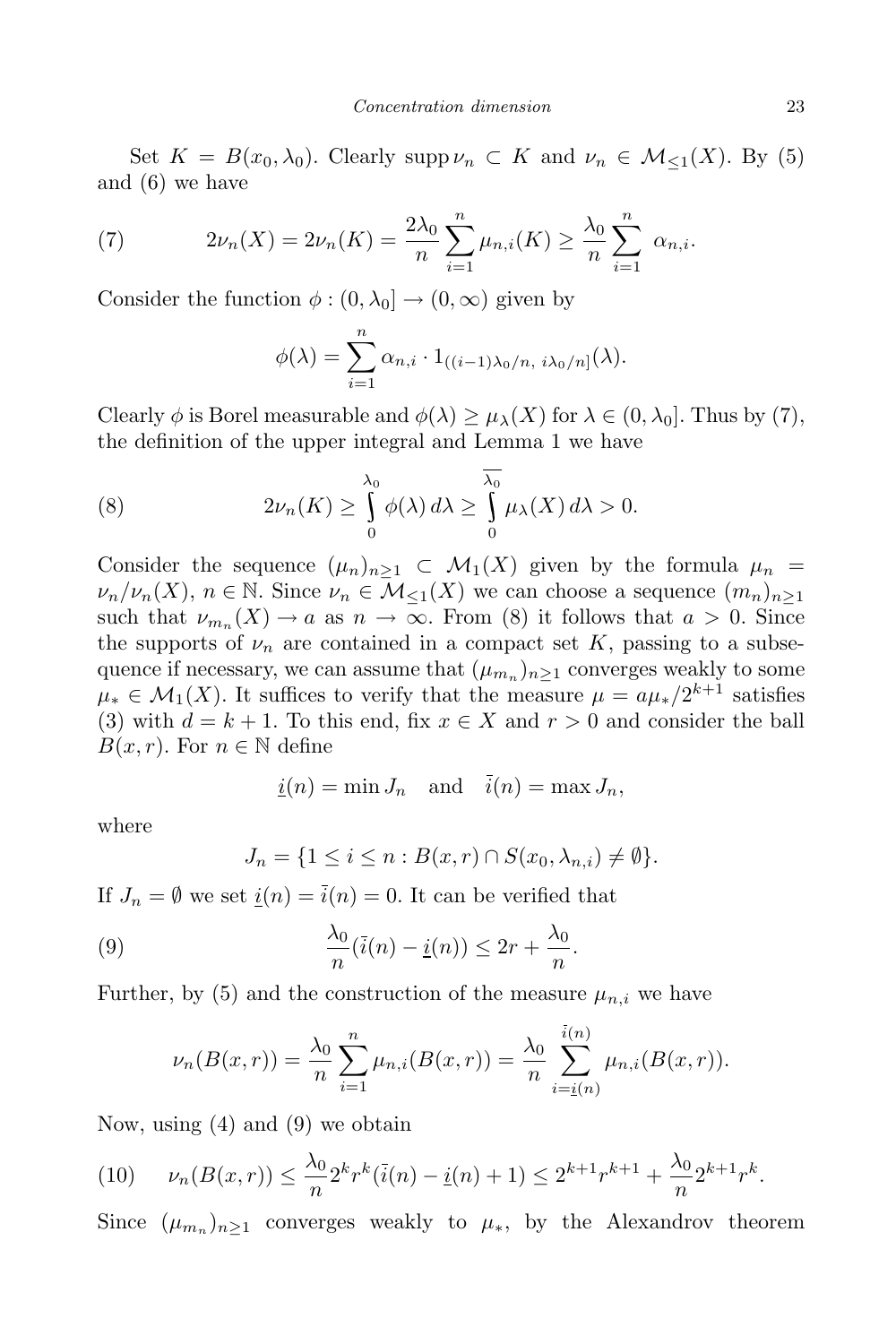Set $K = B(x_0, \lambda_0)$. Clearly $\operatorname{supp} \nu_n \subset K$ and $\nu_n \in \mathcal{M}_{\leq 1}(X)$. By (5) and (6) we have

$$2\nu_n(X) = 2\nu_n(K) = \frac{2\lambda_0}{n} \sum_{i=1}^{n} \mu_{n,i}(K) \geq \frac{\lambda_0}{n} \sum_{i=1}^{n} \alpha_{n,i}. \tag{7}$$

Consider the function $\phi : (0, \lambda_0] \to (0, \infty)$ given by

$$\phi(\lambda) = \sum_{i=1}^{n} \alpha_{n,i} \cdot 1_{((i-1)\lambda_0/n,\; i\lambda_0/n]}(\lambda).$$

Clearly $\phi$ is Borel measurable and $\phi(\lambda) \geq \mu_\lambda(X)$ for $\lambda \in (0, \lambda_0]$. Thus by (7), the definition of the upper integral and Lemma 1 we have

$$2\nu_n(K) \geq \int_0^{\lambda_0} \phi(\lambda)\, d\lambda \geq \overline{\int_0^{\lambda_0}} \mu_\lambda(X)\, d\lambda > 0. \tag{8}$$

Consider the sequence $(\mu_n)_{n \geq 1} \subset \mathcal{M}_1(X)$ given by the formula $\mu_n = \nu_n / \nu_n(X)$, $n \in \mathbb{N}$. Since $\nu_n \in \mathcal{M}_{\leq 1}(X)$ we can choose a sequence $(m_n)_{n \geq 1}$ such that $\nu_{m_n}(X) \to a$ as $n \to \infty$. From (8) it follows that $a > 0$. Since the supports of $\nu_n$ are contained in a compact set $K$, passing to a subsequence if necessary, we can assume that $(\mu_{m_n})_{n \geq 1}$ converges weakly to some $\mu_* \in \mathcal{M}_1(X)$. It suffices to verify that the measure $\mu = a\mu_*/2^{k+1}$ satisfies (3) with $d = k+1$. To this end, fix $x \in X$ and $r > 0$ and consider the ball $B(x, r)$. For $n \in \mathbb{N}$ define

$$\underline{i}(n) = \min J_n \quad \text{and} \quad \bar{i}(n) = \max J_n,$$

where

$$J_n = \{1 \leq i \leq n : B(x, r) \cap S(x_0, \lambda_{n,i}) \neq \emptyset\}.$$

If $J_n = \emptyset$ we set $\underline{i}(n) = \bar{i}(n) = 0$. It can be verified that

$$\frac{\lambda_0}{n}(\bar{i}(n) - \underline{i}(n)) \leq 2r + \frac{\lambda_0}{n}. \tag{9}$$

Further, by (5) and the construction of the measure $\mu_{n,i}$ we have

$$\nu_n(B(x, r)) = \frac{\lambda_0}{n} \sum_{i=1}^{n} \mu_{n,i}(B(x, r)) = \frac{\lambda_0}{n} \sum_{i=\underline{i}(n)}^{\bar{i}(n)} \mu_{n,i}(B(x, r)).$$

Now, using (4) and (9) we obtain

$$\nu_n(B(x, r)) \leq \frac{\lambda_0}{n} 2^k r^k (\bar{i}(n) - \underline{i}(n) + 1) \leq 2^{k+1} r^{k+1} + \frac{\lambda_0}{n} 2^{k+1} r^k. \tag{10}$$

Since $(\mu_{m_n})_{n \geq 1}$ converges weakly to $\mu_*$, by the Alexandrov theorem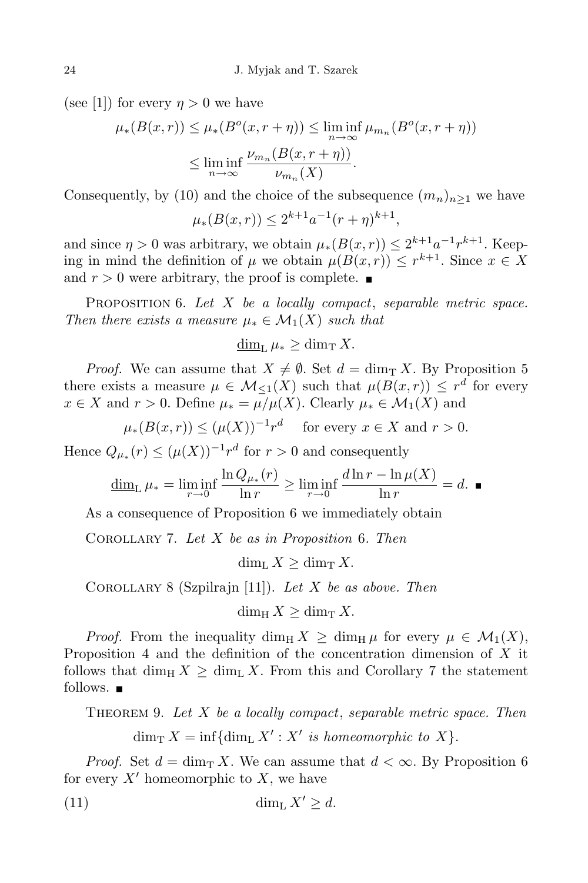(see [1]) for every $\eta > 0$ we have

$$\mu_*(B(x,r)) \le \mu_*(B^o(x,r+\eta)) \le \liminf_{n\to\infty} \mu_{m_n}(B^o(x,r+\eta))$$
$$\le \liminf_{n\to\infty} \frac{\nu_{m_n}(B(x,r+\eta))}{\nu_{m_n}(X)}.$$

Consequently, by (10) and the choice of the subsequence $(m_n)_{n\ge 1}$ we have

$$\mu_*(B(x,r)) \le 2^{k+1}a^{-1}(r+\eta)^{k+1},$$

and since $\eta > 0$ was arbitrary, we obtain $\mu_*(B(x,r)) \le 2^{k+1}a^{-1}r^{k+1}$. Keeping in mind the definition of $\mu$ we obtain $\mu(B(x,r)) \le r^{k+1}$. Since $x \in X$ and $r > 0$ were arbitrary, the proof is complete. ∎

Proposition 6. *Let $X$ be a locally compact, separable metric space. Then there exists a measure $\mu_* \in \mathcal{M}_1(X)$ such that*

$$\underline{\dim}_{\mathrm{L}}\, \mu_* \ge \dim_{\mathrm{T}} X.$$

*Proof.* We can assume that $X \ne \emptyset$. Set $d = \dim_{\mathrm{T}} X$. By Proposition 5 there exists a measure $\mu \in \mathcal{M}_{\le 1}(X)$ such that $\mu(B(x,r)) \le r^d$ for every $x \in X$ and $r > 0$. Define $\mu_* = \mu/\mu(X)$. Clearly $\mu_* \in \mathcal{M}_1(X)$ and

$$\mu_*(B(x,r)) \le (\mu(X))^{-1} r^d \quad \text{ for every } x \in X \text{ and } r > 0.$$

Hence $Q_{\mu_*}(r) \le (\mu(X))^{-1} r^d$ for $r > 0$ and consequently

$$\underline{\dim}_{\mathrm{L}}\, \mu_* = \liminf_{r\to 0} \frac{\ln Q_{\mu_*}(r)}{\ln r} \ge \liminf_{r\to 0} \frac{d\ln r - \ln \mu(X)}{\ln r} = d. \ ∎$$

As a consequence of Proposition 6 we immediately obtain

Corollary 7. *Let $X$ be as in Proposition 6. Then*

$$\dim_{\mathrm{L}} X \ge \dim_{\mathrm{T}} X.$$

Corollary 8 (Szpilrajn [11]). *Let $X$ be as above. Then*

$$\dim_{\mathrm{H}} X \ge \dim_{\mathrm{T}} X.$$

*Proof.* From the inequality $\dim_{\mathrm{H}} X \ge \dim_{\mathrm{H}} \mu$ for every $\mu \in \mathcal{M}_1(X)$, Proposition 4 and the definition of the concentration dimension of $X$ it follows that $\dim_{\mathrm{H}} X \ge \dim_{\mathrm{L}} X$. From this and Corollary 7 the statement follows. ∎

Theorem 9. *Let $X$ be a locally compact, separable metric space. Then*

$$\dim_{\mathrm{T}} X = \inf\{\dim_{\mathrm{L}} X' : X' \text{ is homeomorphic to } X\}.$$

*Proof.* Set $d = \dim_{\mathrm{T}} X$. We can assume that $d < \infty$. By Proposition 6 for every $X'$ homeomorphic to $X$, we have

$$\dim_{\mathrm{L}} X' \ge d. \tag{11}$$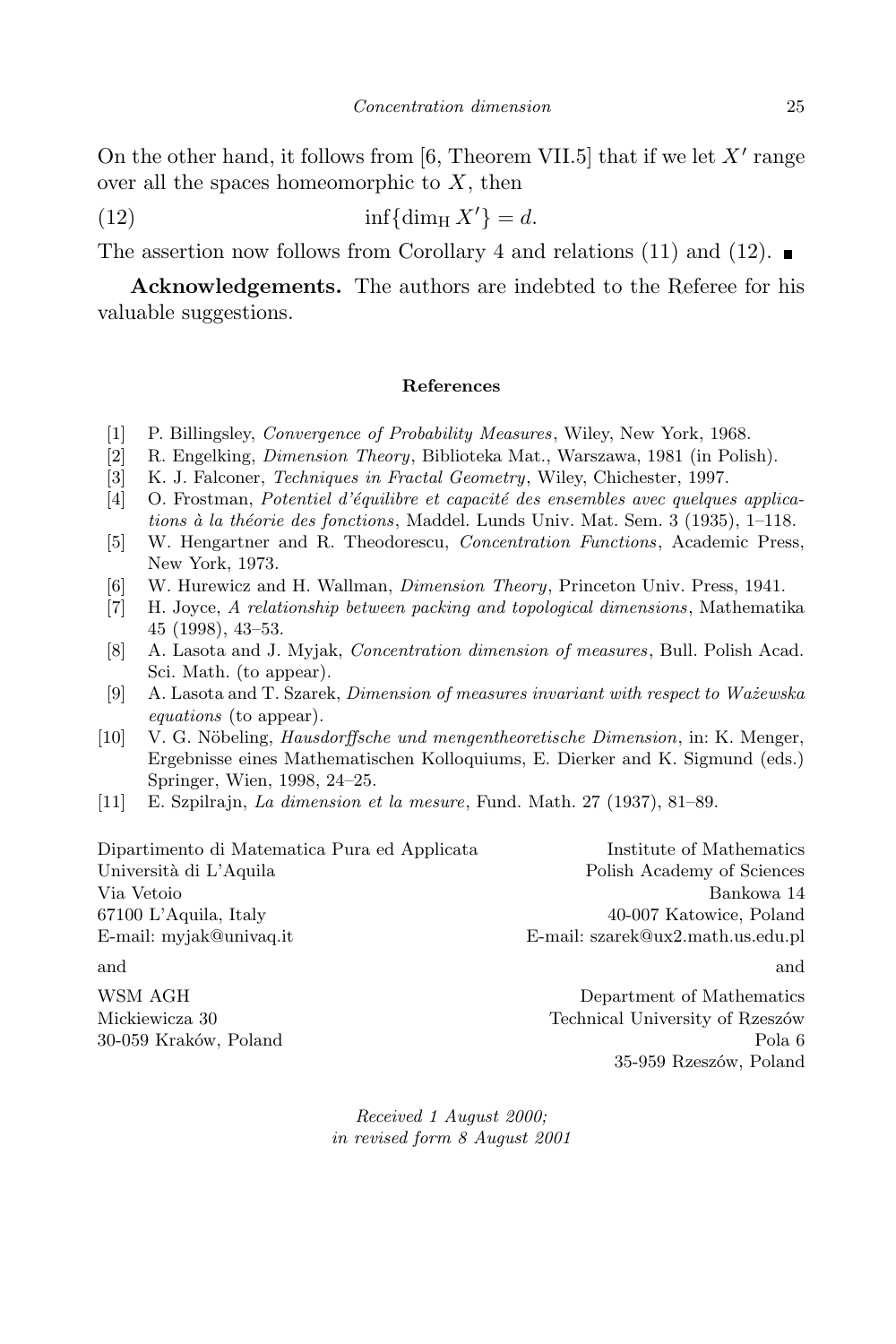On the other hand, it follows from [6, Theorem VII.5] that if we let $X'$ range over all the spaces homeomorphic to $X$, then

$$\inf\{\dim_{\mathrm{H}} X'\} = d. \tag{12}$$

The assertion now follows from Corollary 4 and relations (11) and (12). ∎

**Acknowledgements.** The authors are indebted to the Referee for his valuable suggestions.

## References

[1] P. Billingsley, *Convergence of Probability Measures*, Wiley, New York, 1968.

[2] R. Engelking, *Dimension Theory*, Biblioteka Mat., Warszawa, 1981 (in Polish).

[3] K. J. Falconer, *Techniques in Fractal Geometry*, Wiley, Chichester, 1997.

[4] O. Frostman, *Potentiel d'équilibre et capacité des ensembles avec quelques applications à la théorie des fonctions*, Maddel. Lunds Univ. Mat. Sem. 3 (1935), 1–118.

[5] W. Hengartner and R. Theodorescu, *Concentration Functions*, Academic Press, New York, 1973.

[6] W. Hurewicz and H. Wallman, *Dimension Theory*, Princeton Univ. Press, 1941.

[7] H. Joyce, *A relationship between packing and topological dimensions*, Mathematika 45 (1998), 43–53.

[8] A. Lasota and J. Myjak, *Concentration dimension of measures*, Bull. Polish Acad. Sci. Math. (to appear).

[9] A. Lasota and T. Szarek, *Dimension of measures invariant with respect to Ważewska equations* (to appear).

[10] V. G. Nöbeling, *Hausdorffsche und mengentheoretische Dimension*, in: K. Menger, Ergebnisse eines Mathematischen Kolloquiums, E. Dierker and K. Sigmund (eds.) Springer, Wien, 1998, 24–25.

[11] E. Szpilrajn, *La dimension et la mesure*, Fund. Math. 27 (1937), 81–89.

Dipartimento di Matematica Pura ed Applicata
Università di L'Aquila
Via Vetoio
67100 L'Aquila, Italy
E-mail: myjak@univaq.it

and

WSM AGH
Mickiewicza 30
30-059 Kraków, Poland

Institute of Mathematics
Polish Academy of Sciences
Bankowa 14
40-007 Katowice, Poland
E-mail: szarek@ux2.math.us.edu.pl

and

Department of Mathematics
Technical University of Rzeszów
Pola 6
35-959 Rzeszów, Poland

*Received 1 August 2000;*
*in revised form 8 August 2001*